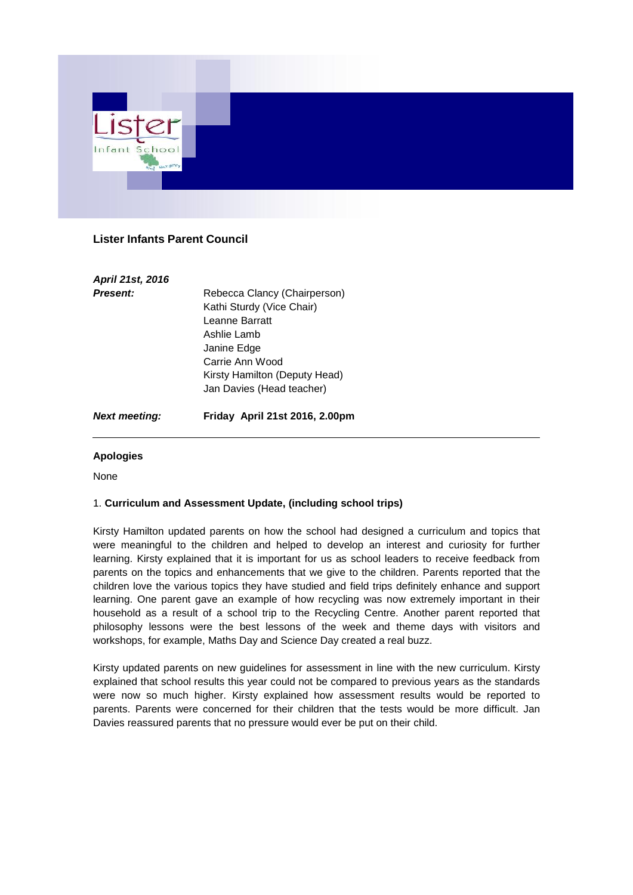## Lister Infants Parent Council

| | |
|---|---|
| ***April 21st, 2016*** | |
| ***Present:*** | Rebecca Clancy (Chairperson) |
| | Kathi Sturdy (Vice Chair) |
| | Leanne Barratt |
| | Ashlie Lamb |
| | Janine Edge |
| | Carrie Ann Wood |
| | Kirsty Hamilton (Deputy Head) |
| | Jan Davies (Head teacher) |
| ***Next meeting:*** | **Friday April 21st 2016, 2.00pm** |

---

### Apologies

None

### 1. Curriculum and Assessment Update, (including school trips)

Kirsty Hamilton updated parents on how the school had designed a curriculum and topics that were meaningful to the children and helped to develop an interest and curiosity for further learning. Kirsty explained that it is important for us as school leaders to receive feedback from parents on the topics and enhancements that we give to the children. Parents reported that the children love the various topics they have studied and field trips definitely enhance and support learning. One parent gave an example of how recycling was now extremely important in their household as a result of a school trip to the Recycling Centre. Another parent reported that philosophy lessons were the best lessons of the week and theme days with visitors and workshops, for example, Maths Day and Science Day created a real buzz.

Kirsty updated parents on new guidelines for assessment in line with the new curriculum. Kirsty explained that school results this year could not be compared to previous years as the standards were now so much higher. Kirsty explained how assessment results would be reported to parents. Parents were concerned for their children that the tests would be more difficult. Jan Davies reassured parents that no pressure would ever be put on their child.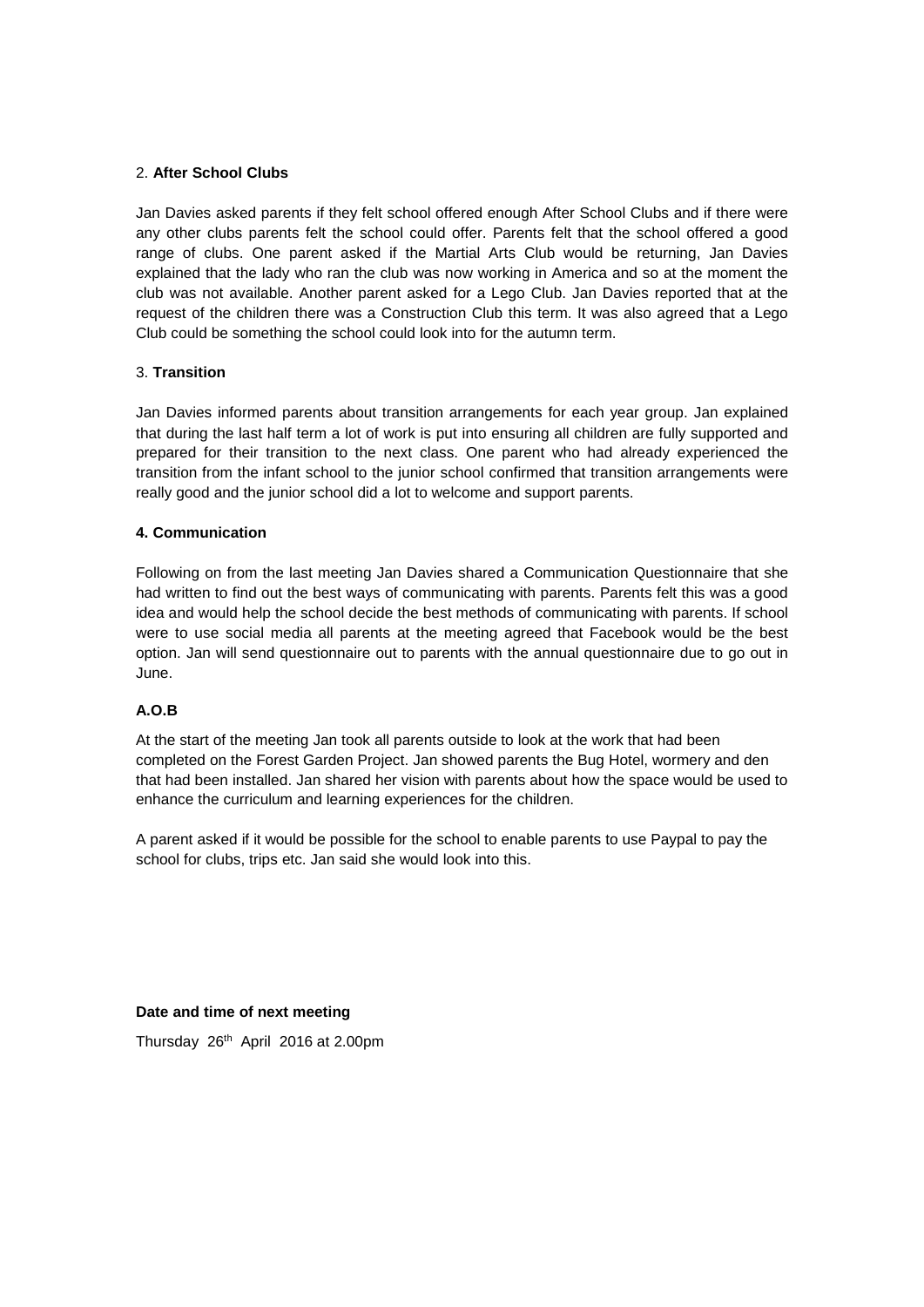2. **After School Clubs**

Jan Davies asked parents if they felt school offered enough After School Clubs and if there were any other clubs parents felt the school could offer. Parents felt that the school offered a good range of clubs. One parent asked if the Martial Arts Club would be returning, Jan Davies explained that the lady who ran the club was now working in America and so at the moment the club was not available. Another parent asked for a Lego Club. Jan Davies reported that at the request of the children there was a Construction Club this term. It was also agreed that a Lego Club could be something the school could look into for the autumn term.

3. **Transition**

Jan Davies informed parents about transition arrangements for each year group. Jan explained that during the last half term a lot of work is put into ensuring all children are fully supported and prepared for their transition to the next class. One parent who had already experienced the transition from the infant school to the junior school confirmed that transition arrangements were really good and the junior school did a lot to welcome and support parents.

**4. Communication**

Following on from the last meeting Jan Davies shared a Communication Questionnaire that she had written to find out the best ways of communicating with parents. Parents felt this was a good idea and would help the school decide the best methods of communicating with parents. If school were to use social media all parents at the meeting agreed that Facebook would be the best option. Jan will send questionnaire out to parents with the annual questionnaire due to go out in June.

**A.O.B**

At the start of the meeting Jan took all parents outside to look at the work that had been completed on the Forest Garden Project. Jan showed parents the Bug Hotel, wormery and den that had been installed. Jan shared her vision with parents about how the space would be used to enhance the curriculum and learning experiences for the children.

A parent asked if it would be possible for the school to enable parents to use Paypal to pay the school for clubs, trips etc. Jan said she would look into this.

**Date and time of next meeting**

Thursday 26th April 2016 at 2.00pm